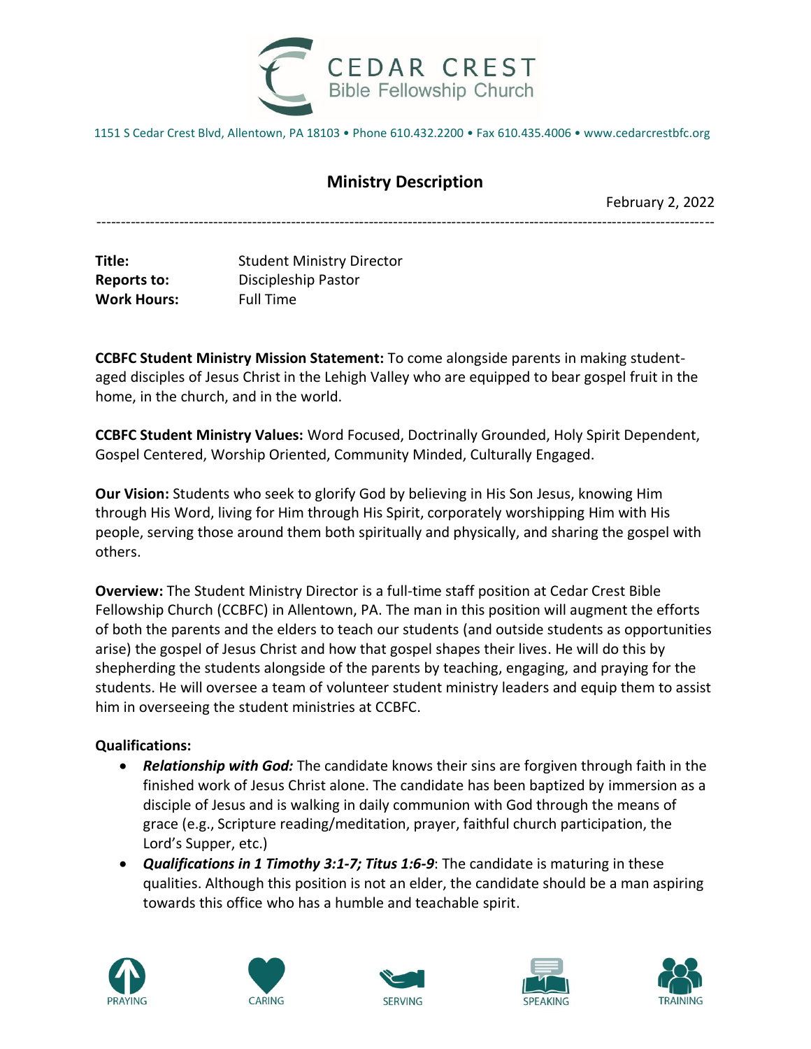# CEDAR CREST
Bible Fellowship Church

1151 S Cedar Crest Blvd, Allentown, PA 18103 • Phone 610.432.2200 • Fax 610.435.4006 • www.cedarcrestbfc.org

## Ministry Description

February 2, 2022

---

| | |
|---|---|
| **Title:** | Student Ministry Director |
| **Reports to:** | Discipleship Pastor |
| **Work Hours:** | Full Time |

**CCBFC Student Ministry Mission Statement:** To come alongside parents in making student-aged disciples of Jesus Christ in the Lehigh Valley who are equipped to bear gospel fruit in the home, in the church, and in the world.

**CCBFC Student Ministry Values:** Word Focused, Doctrinally Grounded, Holy Spirit Dependent, Gospel Centered, Worship Oriented, Community Minded, Culturally Engaged.

**Our Vision:** Students who seek to glorify God by believing in His Son Jesus, knowing Him through His Word, living for Him through His Spirit, corporately worshipping Him with His people, serving those around them both spiritually and physically, and sharing the gospel with others.

**Overview:** The Student Ministry Director is a full-time staff position at Cedar Crest Bible Fellowship Church (CCBFC) in Allentown, PA. The man in this position will augment the efforts of both the parents and the elders to teach our students (and outside students as opportunities arise) the gospel of Jesus Christ and how that gospel shapes their lives. He will do this by shepherding the students alongside of the parents by teaching, engaging, and praying for the students. He will oversee a team of volunteer student ministry leaders and equip them to assist him in overseeing the student ministries at CCBFC.

**Qualifications:**

- ***Relationship with God:*** The candidate knows their sins are forgiven through faith in the finished work of Jesus Christ alone. The candidate has been baptized by immersion as a disciple of Jesus and is walking in daily communion with God through the means of grace (e.g., Scripture reading/meditation, prayer, faithful church participation, the Lord's Supper, etc.)
- ***Qualifications in 1 Timothy 3:1-7; Titus 1:6-9***: The candidate is maturing in these qualities. Although this position is not an elder, the candidate should be a man aspiring towards this office who has a humble and teachable spirit.

PRAYING CARING SERVING SPEAKING TRAINING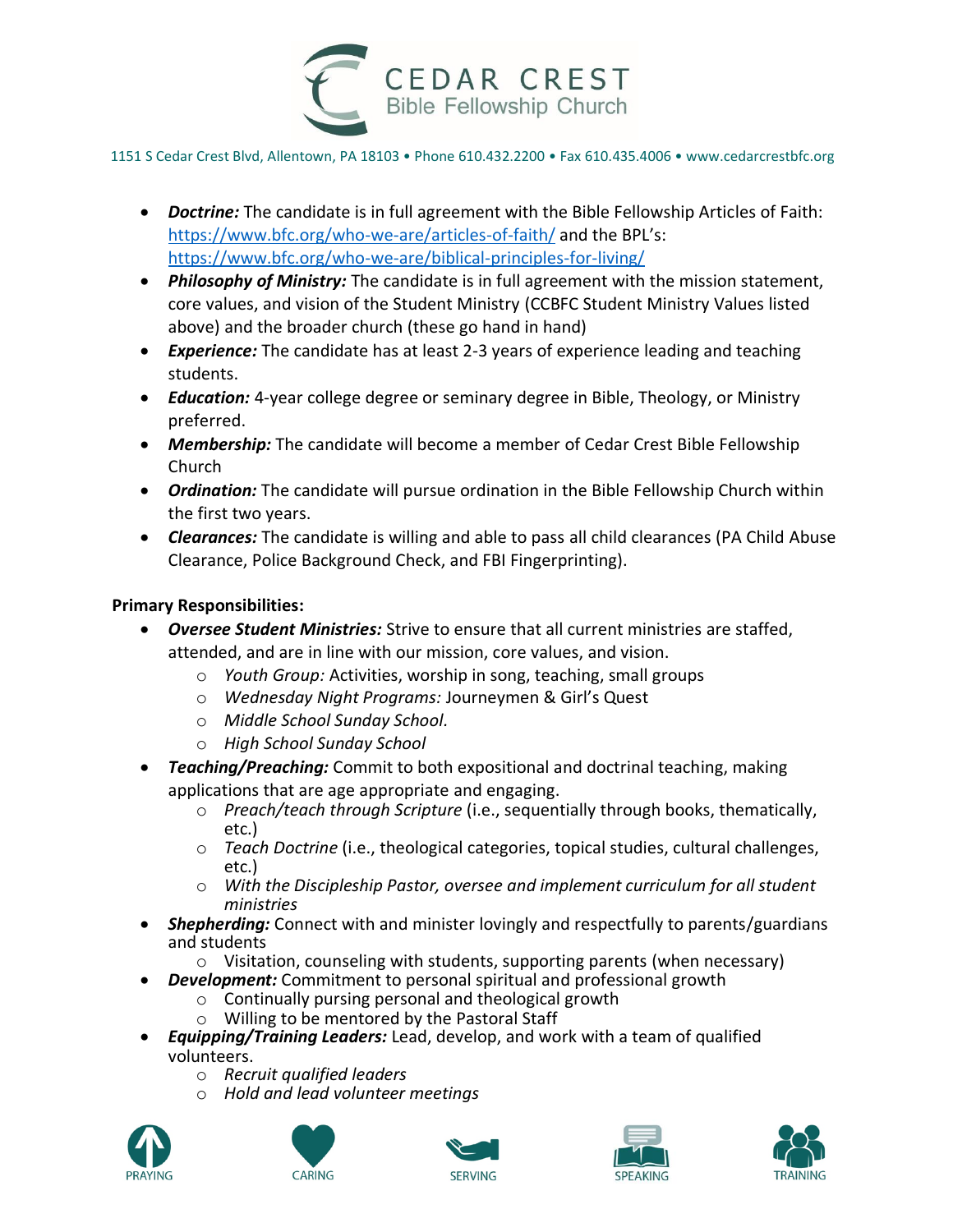- ***Doctrine:*** The candidate is in full agreement with the Bible Fellowship Articles of Faith: https://www.bfc.org/who-we-are/articles-of-faith/ and the BPL's: https://www.bfc.org/who-we-are/biblical-principles-for-living/
- ***Philosophy of Ministry:*** The candidate is in full agreement with the mission statement, core values, and vision of the Student Ministry (CCBFC Student Ministry Values listed above) and the broader church (these go hand in hand)
- ***Experience:*** The candidate has at least 2-3 years of experience leading and teaching students.
- ***Education:*** 4-year college degree or seminary degree in Bible, Theology, or Ministry preferred.
- ***Membership:*** The candidate will become a member of Cedar Crest Bible Fellowship Church
- ***Ordination:*** The candidate will pursue ordination in the Bible Fellowship Church within the first two years.
- ***Clearances:*** The candidate is willing and able to pass all child clearances (PA Child Abuse Clearance, Police Background Check, and FBI Fingerprinting).

**Primary Responsibilities:**

- ***Oversee Student Ministries:*** Strive to ensure that all current ministries are staffed, attended, and are in line with our mission, core values, and vision.
  - *Youth Group:* Activities, worship in song, teaching, small groups
  - *Wednesday Night Programs:* Journeymen & Girl's Quest
  - *Middle School Sunday School.*
  - *High School Sunday School*
- ***Teaching/Preaching:*** Commit to both expositional and doctrinal teaching, making applications that are age appropriate and engaging.
  - *Preach/teach through Scripture* (i.e., sequentially through books, thematically, etc.)
  - *Teach Doctrine* (i.e., theological categories, topical studies, cultural challenges, etc.)
  - *With the Discipleship Pastor, oversee and implement curriculum for all student ministries*
- ***Shepherding:*** Connect with and minister lovingly and respectfully to parents/guardians and students
  - Visitation, counseling with students, supporting parents (when necessary)
- ***Development:*** Commitment to personal spiritual and professional growth
  - Continually pursing personal and theological growth
  - Willing to be mentored by the Pastoral Staff
- ***Equipping/Training Leaders:*** Lead, develop, and work with a team of qualified volunteers.
  - *Recruit qualified leaders*
  - *Hold and lead volunteer meetings*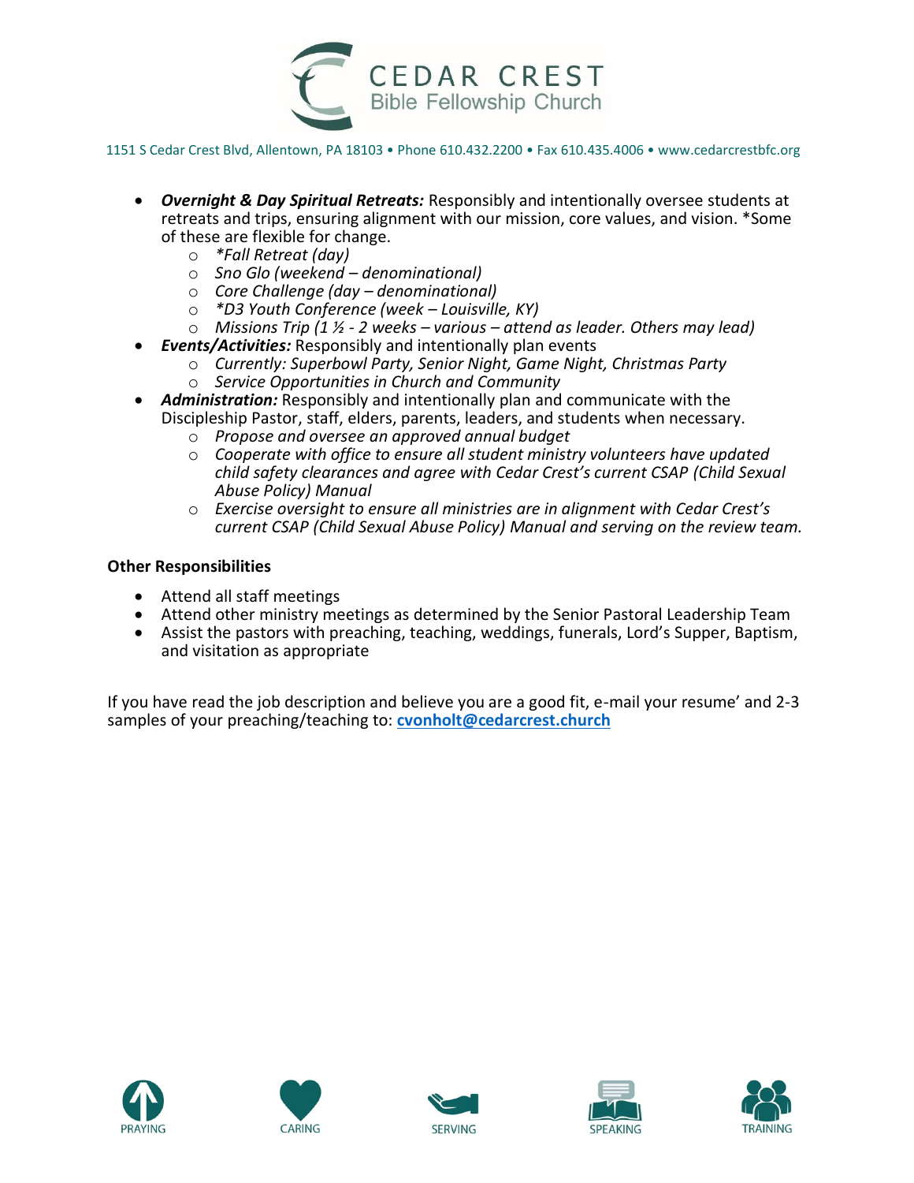- ***Overnight & Day Spiritual Retreats:*** Responsibly and intentionally oversee students at retreats and trips, ensuring alignment with our mission, core values, and vision. *Some of these are flexible for change.
    - *\*Fall Retreat (day)*
    - *Sno Glo (weekend – denominational)*
    - *Core Challenge (day – denominational)*
    - *\*D3 Youth Conference (week – Louisville, KY)*
    - *Missions Trip (1 ½ - 2 weeks – various – attend as leader. Others may lead)*
- ***Events/Activities:*** Responsibly and intentionally plan events
    - *Currently: Superbowl Party, Senior Night, Game Night, Christmas Party*
    - *Service Opportunities in Church and Community*
- ***Administration:*** Responsibly and intentionally plan and communicate with the Discipleship Pastor, staff, elders, parents, leaders, and students when necessary.
    - *Propose and oversee an approved annual budget*
    - *Cooperate with office to ensure all student ministry volunteers have updated child safety clearances and agree with Cedar Crest's current CSAP (Child Sexual Abuse Policy) Manual*
    - *Exercise oversight to ensure all ministries are in alignment with Cedar Crest's current CSAP (Child Sexual Abuse Policy) Manual and serving on the review team.*

**Other Responsibilities**

- Attend all staff meetings
- Attend other ministry meetings as determined by the Senior Pastoral Leadership Team
- Assist the pastors with preaching, teaching, weddings, funerals, Lord's Supper, Baptism, and visitation as appropriate

If you have read the job description and believe you are a good fit, e-mail your resume' and 2-3 samples of your preaching/teaching to: **cvonholt@cedarcrest.church**